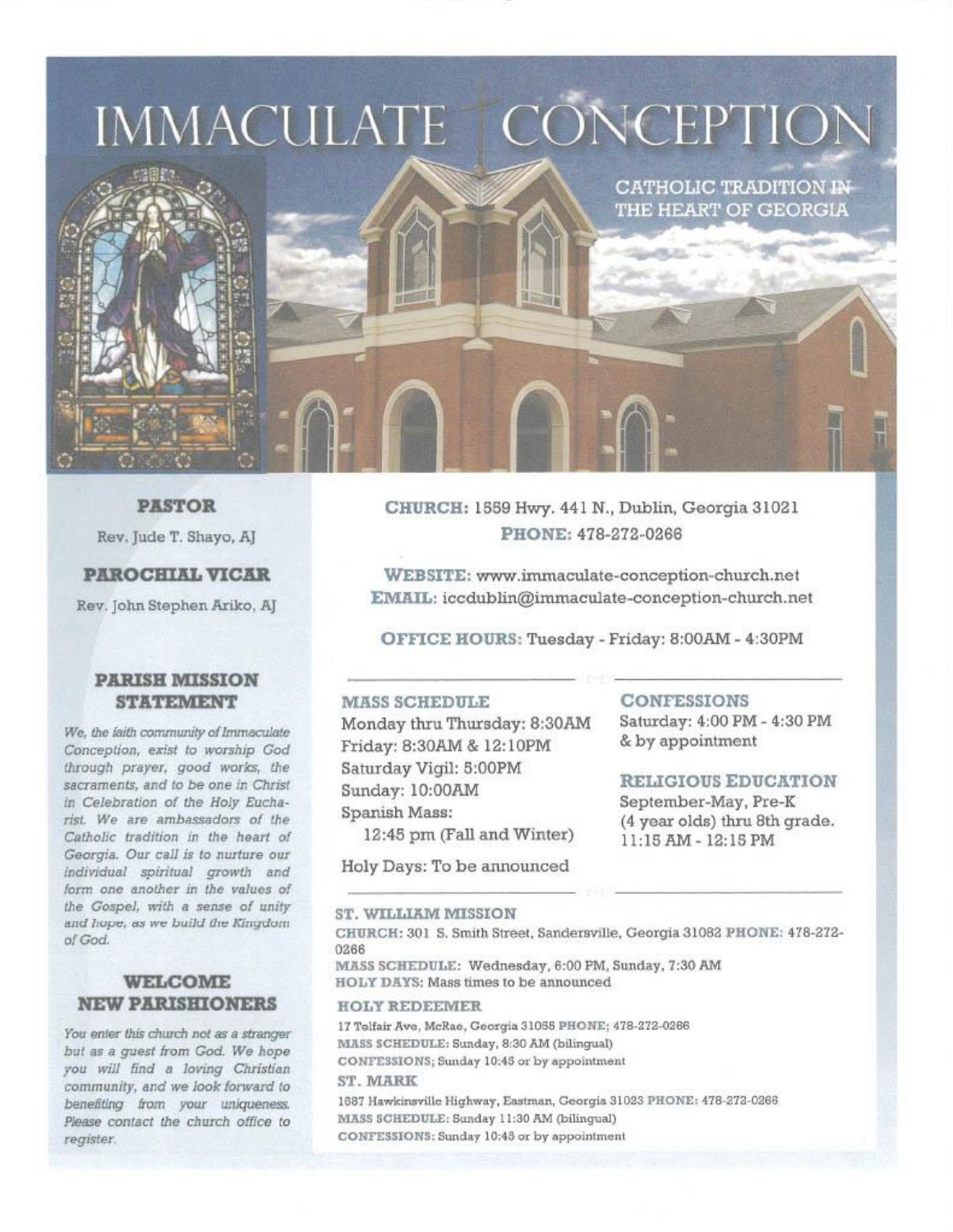# IMMACULATE CONCEPTION

CATHOLIC TRADITION IN THE HEART OF GEORGIA

## PASTOR

Rev. Jude T. Shayo, AJ

## PAROCHIAL VICAR

Rev. John Stephen Ariko, AJ

## PARISH MISSION STATEMENT

*We, the faith community of Immaculate Conception, exist to worship God through prayer, good works, the sacraments, and to be one in Christ in Celebration of the Holy Eucharist. We are ambassadors of the Catholic tradition in the heart of Georgia. Our call is to nurture our individual spiritual growth and form one another in the values of the Gospel, with a sense of unity and hope, as we build the Kingdom of God.*

## WELCOME NEW PARISHIONERS

*You enter this church not as a stranger but as a guest from God. We hope you will find a loving Christian community, and we look forward to benefiting from your uniqueness. Please contact the church office to register.*

**CHURCH:** 1559 Hwy. 441 N., Dublin, Georgia 31021
**PHONE:** 478-272-0266

**WEBSITE:** www.immaculate-conception-church.net
**EMAIL:** iccdublin@immaculate-conception-church.net

**OFFICE HOURS:** Tuesday - Friday: 8:00AM - 4:30PM

### MASS SCHEDULE

Monday thru Thursday: 8:30AM
Friday: 8:30AM & 12:10PM
Saturday Vigil: 5:00PM
Sunday: 10:00AM
Spanish Mass:
12:45 pm (Fall and Winter)

Holy Days: To be announced

### CONFESSIONS

Saturday: 4:00 PM - 4:30 PM & by appointment

### RELIGIOUS EDUCATION

September-May, Pre-K (4 year olds) thru 8th grade.
11:15 AM - 12:15 PM

### ST. WILLIAM MISSION

**CHURCH:** 301 S. Smith Street, Sandersville, Georgia 31082 **PHONE:** 478-272-0266
**MASS SCHEDULE:** Wednesday, 6:00 PM, Sunday, 7:30 AM
**HOLY DAYS:** Mass times to be announced

### HOLY REDEEMER

17 Telfair Ave, McRae, Georgia 31055 **PHONE:** 478-272-0266
**MASS SCHEDULE:** Sunday, 8:30 AM (bilingual)
**CONFESSIONS:** Sunday 10:45 or by appointment

### ST. MARK

1887 Hawkinsville Highway, Eastman, Georgia 31023 **PHONE:** 478-272-0266
**MASS SCHEDULE:** Sunday 11:30 AM (bilingual)
**CONFESSIONS:** Sunday 10:45 or by appointment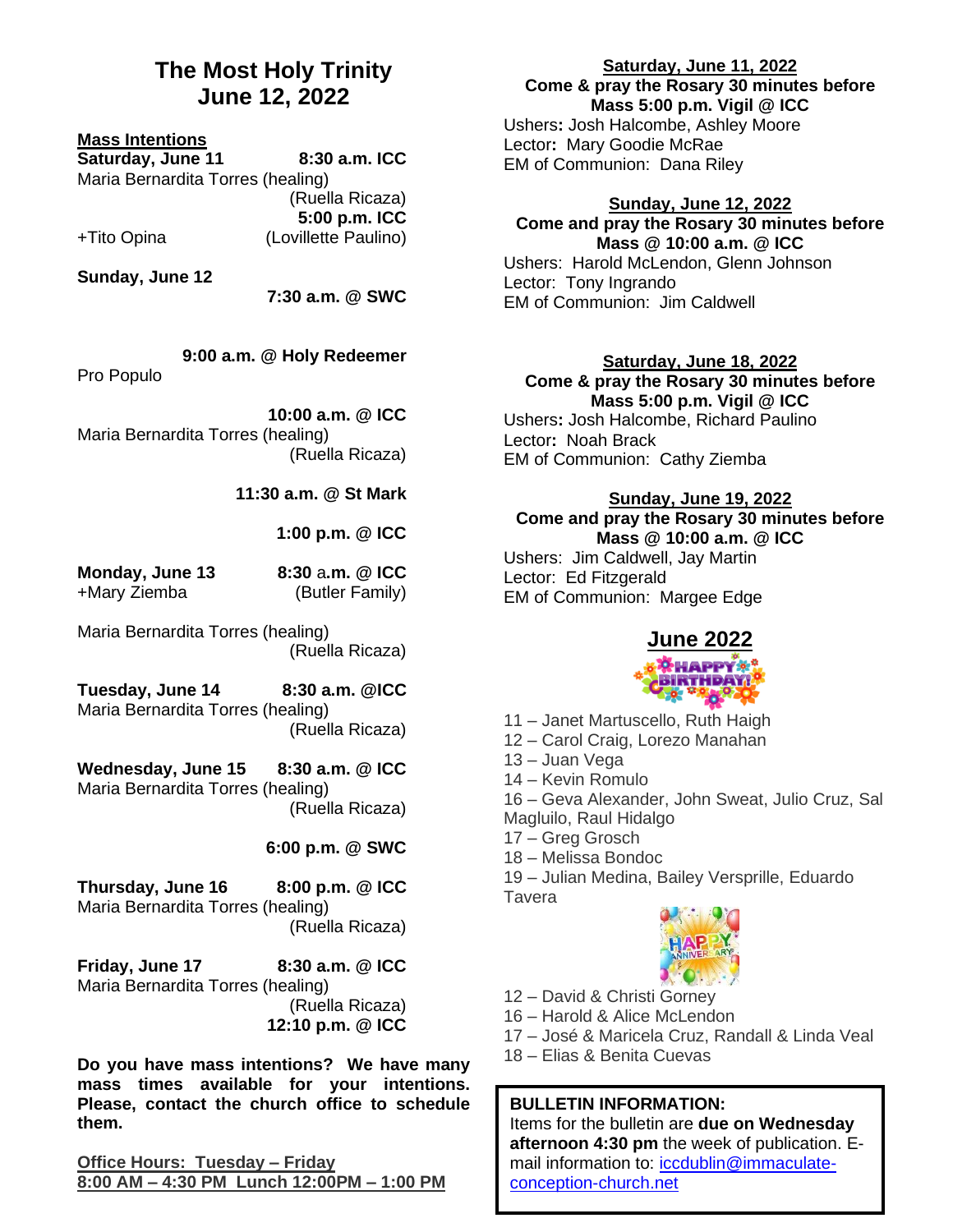# The Most Holy Trinity
# June 12, 2022

**Mass Intentions**

**Saturday, June 11 — 8:30 a.m. ICC**
Maria Bernardita Torres (healing) (Ruella Ricaza)

**5:00 p.m. ICC**
+Tito Opina (Lovillette Paulino)

**Sunday, June 12**

**7:30 a.m. @ SWC**

**9:00 a.m. @ Holy Redeemer**
Pro Populo

**10:00 a.m. @ ICC**
Maria Bernardita Torres (healing) (Ruella Ricaza)

**11:30 a.m. @ St Mark**

**1:00 p.m. @ ICC**

**Monday, June 13 — 8:30 a.m. @ ICC**
+Mary Ziemba (Butler Family)

Maria Bernardita Torres (healing) (Ruella Ricaza)

**Tuesday, June 14 — 8:30 a.m. @ICC**
Maria Bernardita Torres (healing) (Ruella Ricaza)

**Wednesday, June 15 — 8:30 a.m. @ ICC**
Maria Bernardita Torres (healing) (Ruella Ricaza)

**6:00 p.m. @ SWC**

**Thursday, June 16 — 8:00 p.m. @ ICC**
Maria Bernardita Torres (healing) (Ruella Ricaza)

**Friday, June 17 — 8:30 a.m. @ ICC**
Maria Bernardita Torres (healing) (Ruella Ricaza)

**12:10 p.m. @ ICC**

**Do you have mass intentions? We have many mass times available for your intentions. Please, contact the church office to schedule them.**

**Office Hours: Tuesday – Friday**
**8:00 AM – 4:30 PM Lunch 12:00PM – 1:00 PM**

**Saturday, June 11, 2022**
**Come & pray the Rosary 30 minutes before Mass 5:00 p.m. Vigil @ ICC**
Ushers**:** Josh Halcombe, Ashley Moore
Lector**:** Mary Goodie McRae
EM of Communion: Dana Riley

**Sunday, June 12, 2022**
**Come and pray the Rosary 30 minutes before Mass @ 10:00 a.m. @ ICC**
Ushers: Harold McLendon, Glenn Johnson
Lector: Tony Ingrando
EM of Communion: Jim Caldwell

**Saturday, June 18, 2022**
**Come & pray the Rosary 30 minutes before Mass 5:00 p.m. Vigil @ ICC**
Ushers**:** Josh Halcombe, Richard Paulino
Lector**:** Noah Brack
EM of Communion: Cathy Ziemba

**Sunday, June 19, 2022**
**Come and pray the Rosary 30 minutes before Mass @ 10:00 a.m. @ ICC**
Ushers: Jim Caldwell, Jay Martin
Lector: Ed Fitzgerald
EM of Communion: Margee Edge

## June 2022

HAPPY BIRTHDAY!

11 – Janet Martuscello, Ruth Haigh
12 – Carol Craig, Lorezo Manahan
13 – Juan Vega
14 – Kevin Romulo
16 – Geva Alexander, John Sweat, Julio Cruz, Sal Magluilo, Raul Hidalgo
17 – Greg Grosch
18 – Melissa Bondoc
19 – Julian Medina, Bailey Versprille, Eduardo Tavera

HAPPY ANNIVERSARY

12 – David & Christi Gorney
16 – Harold & Alice McLendon
17 – José & Maricela Cruz, Randall & Linda Veal
18 – Elias & Benita Cuevas

**BULLETIN INFORMATION:**
Items for the bulletin are **due on Wednesday afternoon 4:30 pm** the week of publication. E-mail information to: iccdublin@immaculate-conception-church.net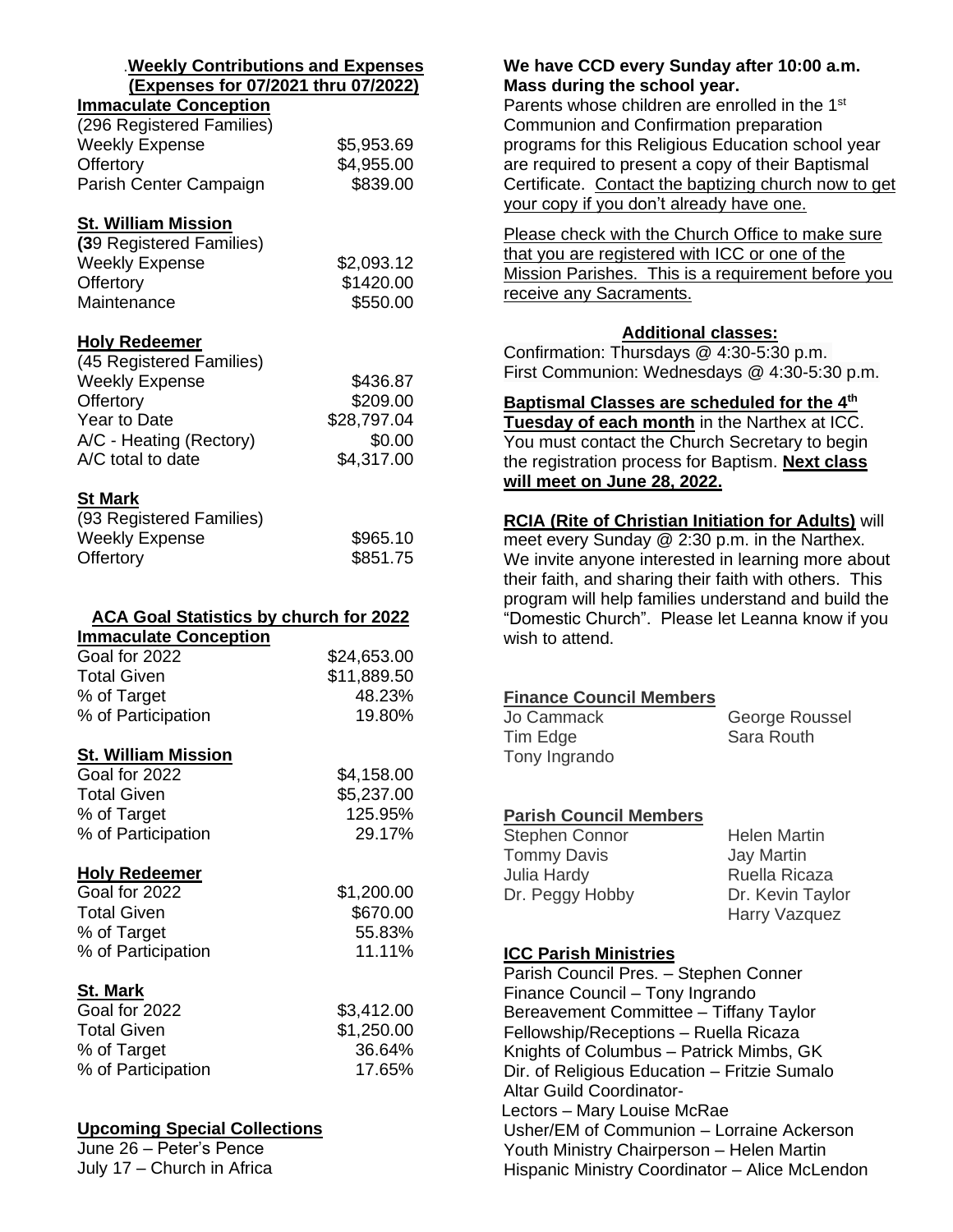## .Weekly Contributions and Expenses (Expenses for 07/2021 thru 07/2022)

**Immaculate Conception**

(296 Registered Families)

| | |
|---|---|
| Weekly Expense | $5,953.69 |
| Offertory | $4,955.00 |
| Parish Center Campaign | $839.00 |

**St. William Mission**

**(3**9 Registered Families)

| | |
|---|---|
| Weekly Expense | $2,093.12 |
| Offertory | $1420.00 |
| Maintenance | $550.00 |

**Holy Redeemer**

(45 Registered Families)

| | |
|---|---|
| Weekly Expense | $436.87 |
| Offertory | $209.00 |
| Year to Date | $28,797.04 |
| A/C - Heating (Rectory) | $0.00 |
| A/C total to date | $4,317.00 |

**St Mark**

(93 Registered Families)

| | |
|---|---|
| Weekly Expense | $965.10 |
| Offertory | $851.75 |

## ACA Goal Statistics by church for 2022

**Immaculate Conception**

| | |
|---|---|
| Goal for 2022 | $24,653.00 |
| Total Given | $11,889.50 |
| % of Target | 48.23% |
| % of Participation | 19.80% |

**St. William Mission**

| | |
|---|---|
| Goal for 2022 | $4,158.00 |
| Total Given | $5,237.00 |
| % of Target | 125.95% |
| % of Participation | 29.17% |

**Holy Redeemer**

| | |
|---|---|
| Goal for 2022 | $1,200.00 |
| Total Given | $670.00 |
| % of Target | 55.83% |
| % of Participation | 11.11% |

**St. Mark**

| | |
|---|---|
| Goal for 2022 | $3,412.00 |
| Total Given | $1,250.00 |
| % of Target | 36.64% |
| % of Participation | 17.65% |

**Upcoming Special Collections**

June 26 – Peter's Pence
July 17 – Church in Africa

**We have CCD every Sunday after 10:00 a.m. Mass during the school year.**

Parents whose children are enrolled in the 1st Communion and Confirmation preparation programs for this Religious Education school year are required to present a copy of their Baptismal Certificate. Contact the baptizing church now to get your copy if you don't already have one.

Please check with the Church Office to make sure that you are registered with ICC or one of the Mission Parishes. This is a requirement before you receive any Sacraments.

**Additional classes:**

Confirmation: Thursdays @ 4:30-5:30 p.m.
First Communion: Wednesdays @ 4:30-5:30 p.m.

**Baptismal Classes are scheduled for the 4th Tuesday of each month** in the Narthex at ICC. You must contact the Church Secretary to begin the registration process for Baptism. **Next class will meet on June 28, 2022.**

**RCIA (Rite of Christian Initiation for Adults)** will meet every Sunday @ 2:30 p.m. in the Narthex. We invite anyone interested in learning more about their faith, and sharing their faith with others. This program will help families understand and build the "Domestic Church". Please let Leanna know if you wish to attend.

**Finance Council Members**

Jo Cammack
Tim Edge
Tony Ingrando
George Roussel
Sara Routh

**Parish Council Members**

Stephen Connor
Tommy Davis
Julia Hardy
Dr. Peggy Hobby
Helen Martin
Jay Martin
Ruella Ricaza
Dr. Kevin Taylor
Harry Vazquez

**ICC Parish Ministries**

Parish Council Pres. – Stephen Conner
Finance Council – Tony Ingrando
Bereavement Committee – Tiffany Taylor
Fellowship/Receptions – Ruella Ricaza
Knights of Columbus – Patrick Mimbs, GK
Dir. of Religious Education – Fritzie Sumalo
Altar Guild Coordinator-
Lectors – Mary Louise McRae
Usher/EM of Communion – Lorraine Ackerson
Youth Ministry Chairperson – Helen Martin
Hispanic Ministry Coordinator – Alice McLendon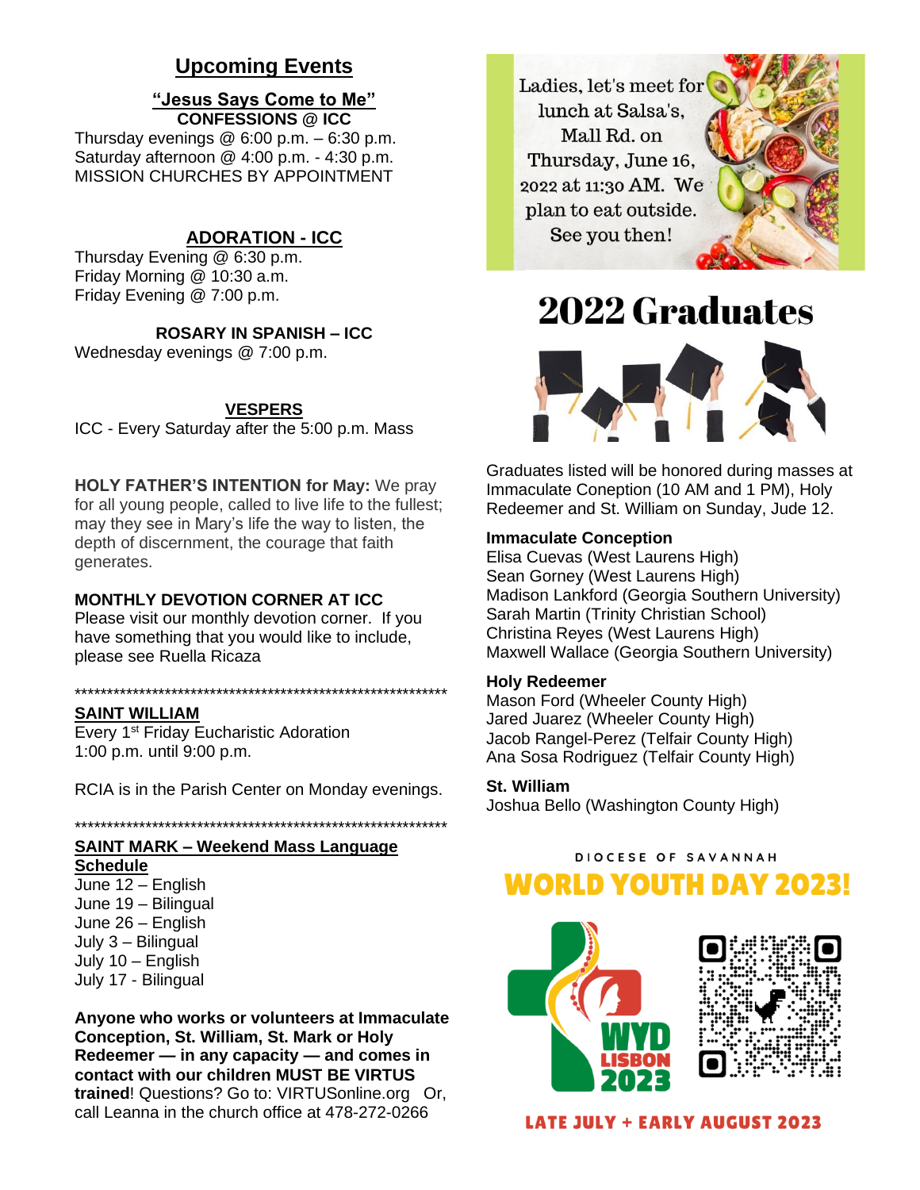## Upcoming Events

**"Jesus Says Come to Me"**
**CONFESSIONS @ ICC**

Thursday evenings @ 6:00 p.m. – 6:30 p.m.
Saturday afternoon @ 4:00 p.m. - 4:30 p.m.
MISSION CHURCHES BY APPOINTMENT

**ADORATION - ICC**

Thursday Evening @ 6:30 p.m.
Friday Morning @ 10:30 a.m.
Friday Evening @ 7:00 p.m.

**ROSARY IN SPANISH – ICC**

Wednesday evenings @ 7:00 p.m.

**VESPERS**

ICC - Every Saturday after the 5:00 p.m. Mass

**HOLY FATHER'S INTENTION for May:** We pray for all young people, called to live life to the fullest; may they see in Mary's life the way to listen, the depth of discernment, the courage that faith generates.

**MONTHLY DEVOTION CORNER AT ICC**

Please visit our monthly devotion corner. If you have something that you would like to include, please see Ruella Ricaza

*************************************************************

**SAINT WILLIAM**

Every 1st Friday Eucharistic Adoration
1:00 p.m. until 9:00 p.m.

RCIA is in the Parish Center on Monday evenings.

*************************************************************

**SAINT MARK – Weekend Mass Language Schedule**

June 12 – English
June 19 – Bilingual
June 26 – English
July 3 – Bilingual
July 10 – English
July 17 - Bilingual

**Anyone who works or volunteers at Immaculate Conception, St. William, St. Mark or Holy Redeemer — in any capacity — and comes in contact with our children MUST BE VIRTUS trained**! Questions? Go to: VIRTUSonline.org Or, call Leanna in the church office at 478-272-0266

Ladies, let's meet for lunch at Salsa's, Mall Rd. on Thursday, June 16, 2022 at 11:30 AM. We plan to eat outside. See you then!

## 2022 Graduates

Graduates listed will be honored during masses at Immaculate Coneption (10 AM and 1 PM), Holy Redeemer and St. William on Sunday, Jude 12.

**Immaculate Conception**

Elisa Cuevas (West Laurens High)
Sean Gorney (West Laurens High)
Madison Lankford (Georgia Southern University)
Sarah Martin (Trinity Christian School)
Christina Reyes (West Laurens High)
Maxwell Wallace (Georgia Southern University)

**Holy Redeemer**

Mason Ford (Wheeler County High)
Jared Juarez (Wheeler County High)
Jacob Rangel-Perez (Telfair County High)
Ana Sosa Rodriguez (Telfair County High)

**St. William**

Joshua Bello (Washington County High)

DIOCESE OF SAVANNAH

**WORLD YOUTH DAY 2023!**

WYD LISBON 2023

**LATE JULY + EARLY AUGUST 2023**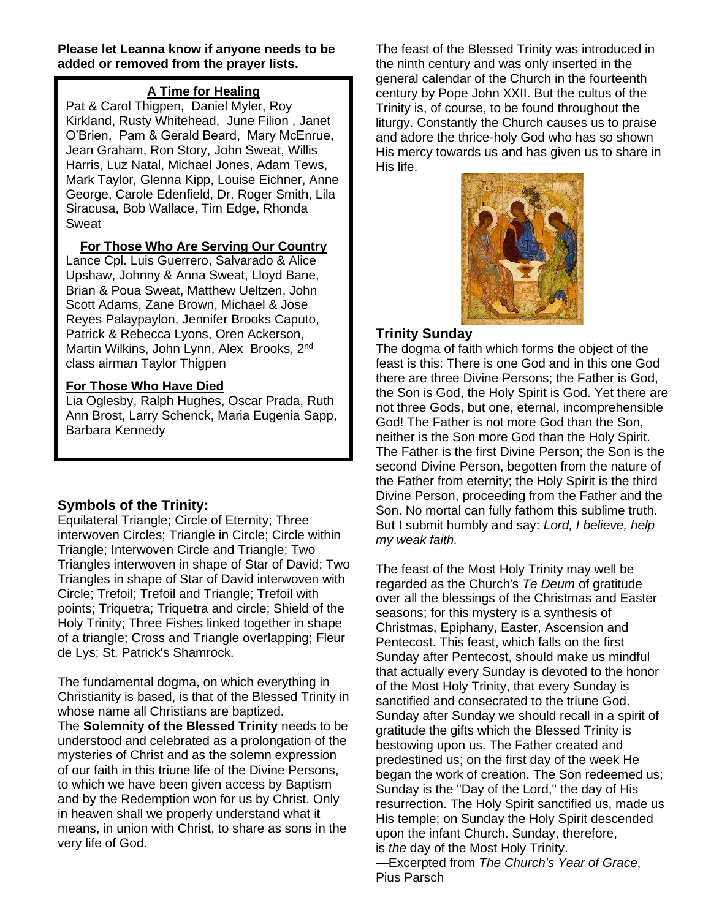**Please let Leanna know if anyone needs to be added or removed from the prayer lists.**

**A Time for Healing**

Pat & Carol Thigpen, Daniel Myler, Roy Kirkland, Rusty Whitehead, June Filion , Janet O'Brien, Pam & Gerald Beard, Mary McEnrue, Jean Graham, Ron Story, John Sweat, Willis Harris, Luz Natal, Michael Jones, Adam Tews, Mark Taylor, Glenna Kipp, Louise Eichner, Anne George, Carole Edenfield, Dr. Roger Smith, Lila Siracusa, Bob Wallace, Tim Edge, Rhonda Sweat

**For Those Who Are Serving Our Country**

Lance Cpl. Luis Guerrero, Salvarado & Alice Upshaw, Johnny & Anna Sweat, Lloyd Bane, Brian & Poua Sweat, Matthew Ueltzen, John Scott Adams, Zane Brown, Michael & Jose Reyes Palaypaylon, Jennifer Brooks Caputo, Patrick & Rebecca Lyons, Oren Ackerson, Martin Wilkins, John Lynn, Alex Brooks, 2nd class airman Taylor Thigpen

**For Those Who Have Died**

Lia Oglesby, Ralph Hughes, Oscar Prada, Ruth Ann Brost, Larry Schenck, Maria Eugenia Sapp, Barbara Kennedy

## Symbols of the Trinity:

Equilateral Triangle; Circle of Eternity; Three interwoven Circles; Triangle in Circle; Circle within Triangle; Interwoven Circle and Triangle; Two Triangles interwoven in shape of Star of David; Two Triangles in shape of Star of David interwoven with Circle; Trefoil; Trefoil and Triangle; Trefoil with points; Triquetra; Triquetra and circle; Shield of the Holy Trinity; Three Fishes linked together in shape of a triangle; Cross and Triangle overlapping; Fleur de Lys; St. Patrick's Shamrock.

The fundamental dogma, on which everything in Christianity is based, is that of the Blessed Trinity in whose name all Christians are baptized.

The **Solemnity of the Blessed Trinity** needs to be understood and celebrated as a prolongation of the mysteries of Christ and as the solemn expression of our faith in this triune life of the Divine Persons, to which we have been given access by Baptism and by the Redemption won for us by Christ. Only in heaven shall we properly understand what it means, in union with Christ, to share as sons in the very life of God.

The feast of the Blessed Trinity was introduced in the ninth century and was only inserted in the general calendar of the Church in the fourteenth century by Pope John XXII. But the cultus of the Trinity is, of course, to be found throughout the liturgy. Constantly the Church causes us to praise and adore the thrice-holy God who has so shown His mercy towards us and has given us to share in His life.

## Trinity Sunday

The dogma of faith which forms the object of the feast is this: There is one God and in this one God there are three Divine Persons; the Father is God, the Son is God, the Holy Spirit is God. Yet there are not three Gods, but one, eternal, incomprehensible God! The Father is not more God than the Son, neither is the Son more God than the Holy Spirit. The Father is the first Divine Person; the Son is the second Divine Person, begotten from the nature of the Father from eternity; the Holy Spirit is the third Divine Person, proceeding from the Father and the Son. No mortal can fully fathom this sublime truth. But I submit humbly and say: *Lord, I believe, help my weak faith.*

The feast of the Most Holy Trinity may well be regarded as the Church's *Te Deum* of gratitude over all the blessings of the Christmas and Easter seasons; for this mystery is a synthesis of Christmas, Epiphany, Easter, Ascension and Pentecost. This feast, which falls on the first Sunday after Pentecost, should make us mindful that actually every Sunday is devoted to the honor of the Most Holy Trinity, that every Sunday is sanctified and consecrated to the triune God. Sunday after Sunday we should recall in a spirit of gratitude the gifts which the Blessed Trinity is bestowing upon us. The Father created and predestined us; on the first day of the week He began the work of creation. The Son redeemed us; Sunday is the "Day of the Lord," the day of His resurrection. The Holy Spirit sanctified us, made us His temple; on Sunday the Holy Spirit descended upon the infant Church. Sunday, therefore, is *the* day of the Most Holy Trinity.

—Excerpted from *The Church's Year of Grace*, Pius Parsch